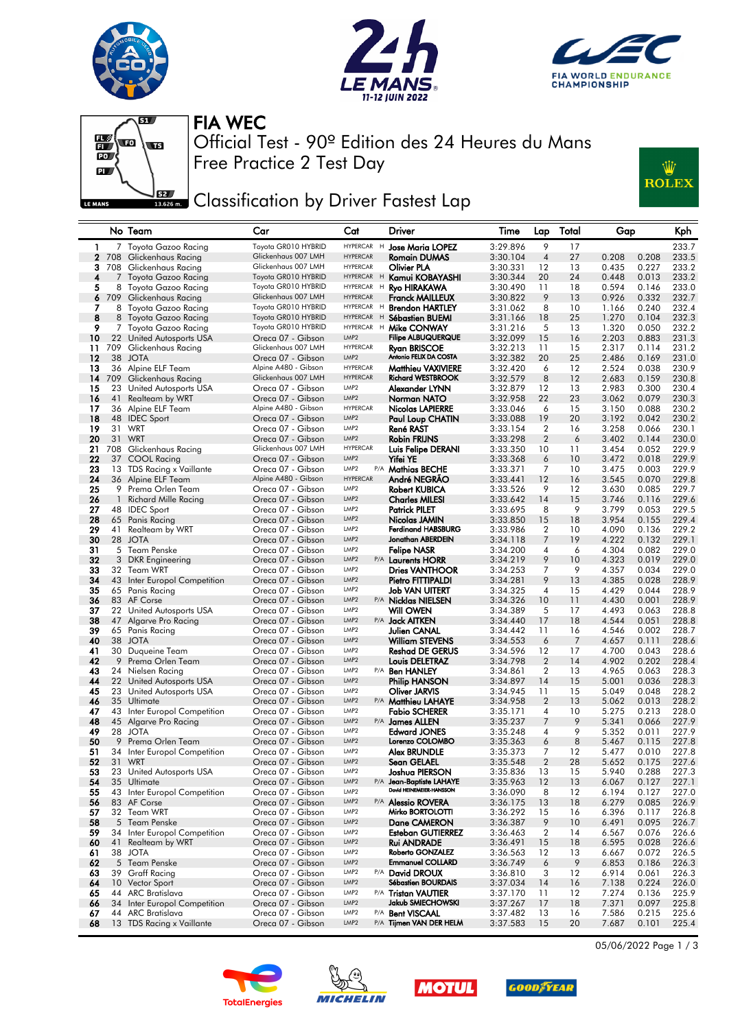# FIA WEC

## Official Test - 90º Edition des 24 Heures du Mans
## Free Practice 2 Test Day

## Classification by Driver Fastest Lap

| | No | Team | Car | Cat | | Driver | Time | Lap | Total | Gap | | Kph |
|---|---|---|---|---|---|---|---|---|---|---|---|---|
| 1 | 7 | Toyota Gazoo Racing | Toyota GR010 HYBRID | HYPERCAR | H | Jose Maria LOPEZ | 3:29.896 | 9 | 17 | | | 233.7 |
| 2 | 708 | Glickenhaus Racing | Glickenhaus 007 LMH | HYPERCAR | | Romain DUMAS | 3:30.104 | 4 | 27 | 0.208 | 0.208 | 233.5 |
| 3 | 708 | Glickenhaus Racing | Glickenhaus 007 LMH | HYPERCAR | | Olivier PLA | 3:30.331 | 12 | 13 | 0.435 | 0.227 | 233.2 |
| 4 | 7 | Toyota Gazoo Racing | Toyota GR010 HYBRID | HYPERCAR | H | Kamui KOBAYASHI | 3:30.344 | 20 | 24 | 0.448 | 0.013 | 233.2 |
| 5 | 8 | Toyota Gazoo Racing | Toyota GR010 HYBRID | HYPERCAR | H | Ryo HIRAKAWA | 3:30.490 | 11 | 18 | 0.594 | 0.146 | 233.0 |
| 6 | 709 | Glickenhaus Racing | Glickenhaus 007 LMH | HYPERCAR | | Franck MAILLEUX | 3:30.822 | 9 | 13 | 0.926 | 0.332 | 232.7 |
| 7 | 8 | Toyota Gazoo Racing | Toyota GR010 HYBRID | HYPERCAR | H | Brendon HARTLEY | 3:31.062 | 8 | 10 | 1.166 | 0.240 | 232.4 |
| 8 | 8 | Toyota Gazoo Racing | Toyota GR010 HYBRID | HYPERCAR | H | Sébastien BUEMI | 3:31.166 | 18 | 25 | 1.270 | 0.104 | 232.3 |
| 9 | 7 | Toyota Gazoo Racing | Toyota GR010 HYBRID | HYPERCAR | H | Mike CONWAY | 3:31.216 | 5 | 13 | 1.320 | 0.050 | 232.2 |
| 10 | 22 | United Autosports USA | Oreca 07 - Gibson | LMP2 | | Filipe ALBUQUERQUE | 3:32.099 | 15 | 16 | 2.203 | 0.883 | 231.3 |
| 11 | 709 | Glickenhaus Racing | Glickenhaus 007 LMH | HYPERCAR | | Ryan BRISCOE | 3:32.213 | 11 | 15 | 2.317 | 0.114 | 231.2 |
| 12 | 38 | JOTA | Oreca 07 - Gibson | LMP2 | | Antonio FELIX DA COSTA | 3:32.382 | 20 | 25 | 2.486 | 0.169 | 231.0 |
| 13 | 36 | Alpine ELF Team | Alpine A480 - Gibson | HYPERCAR | | Matthieu VAXIVIERE | 3:32.420 | 6 | 12 | 2.524 | 0.038 | 230.9 |
| 14 | 709 | Glickenhaus Racing | Glickenhaus 007 LMH | HYPERCAR | | Richard WESTBROOK | 3:32.579 | 8 | 12 | 2.683 | 0.159 | 230.8 |
| 15 | 23 | United Autosports USA | Oreca 07 - Gibson | LMP2 | | Alexander LYNN | 3:32.879 | 12 | 13 | 2.983 | 0.300 | 230.4 |
| 16 | 41 | Realteam by WRT | Oreca 07 - Gibson | LMP2 | | Norman NATO | 3:32.958 | 22 | 23 | 3.062 | 0.079 | 230.3 |
| 17 | 36 | Alpine ELF Team | Alpine A480 - Gibson | HYPERCAR | | Nicolas LAPIERRE | 3:33.046 | 6 | 15 | 3.150 | 0.088 | 230.2 |
| 18 | 48 | IDEC Sport | Oreca 07 - Gibson | LMP2 | | Paul Loup CHATIN | 3:33.088 | 19 | 20 | 3.192 | 0.042 | 230.2 |
| 19 | 31 | WRT | Oreca 07 - Gibson | LMP2 | | René RAST | 3:33.154 | 2 | 16 | 3.258 | 0.066 | 230.1 |
| 20 | 31 | WRT | Oreca 07 - Gibson | LMP2 | | Robin FRIJNS | 3:33.298 | 2 | 6 | 3.402 | 0.144 | 230.0 |
| 21 | 708 | Glickenhaus Racing | Glickenhaus 007 LMH | HYPERCAR | | Luis Felipe DERANI | 3:33.350 | 10 | 11 | 3.454 | 0.052 | 229.9 |
| 22 | 37 | COOL Racing | Oreca 07 - Gibson | LMP2 | | Yifei YE | 3:33.368 | 6 | 10 | 3.472 | 0.018 | 229.9 |
| 23 | 13 | TDS Racing x Vaillante | Oreca 07 - Gibson | LMP2 | P/A | Mathias BECHE | 3:33.371 | 7 | 10 | 3.475 | 0.003 | 229.9 |
| 24 | 36 | Alpine ELF Team | Alpine A480 - Gibson | HYPERCAR | | André NEGRÃO | 3:33.441 | 12 | 16 | 3.545 | 0.070 | 229.8 |
| 25 | 9 | Prema Orlen Team | Oreca 07 - Gibson | LMP2 | | Robert KUBICA | 3:33.526 | 9 | 12 | 3.630 | 0.085 | 229.7 |
| 26 | 1 | Richard Mille Racing | Oreca 07 - Gibson | LMP2 | | Charles MILESI | 3:33.642 | 14 | 15 | 3.746 | 0.116 | 229.6 |
| 27 | 48 | IDEC Sport | Oreca 07 - Gibson | LMP2 | | Patrick PILET | 3:33.695 | 8 | 9 | 3.799 | 0.053 | 229.5 |
| 28 | 65 | Panis Racing | Oreca 07 - Gibson | LMP2 | | Nicolas JAMIN | 3:33.850 | 15 | 18 | 3.954 | 0.155 | 229.4 |
| 29 | 41 | Realteam by WRT | Oreca 07 - Gibson | LMP2 | | Ferdinand HABSBURG | 3:33.986 | 2 | 10 | 4.090 | 0.136 | 229.2 |
| 30 | 28 | JOTA | Oreca 07 - Gibson | LMP2 | | Jonathan ABERDEIN | 3:34.118 | 7 | 19 | 4.222 | 0.132 | 229.1 |
| 31 | 5 | Team Penske | Oreca 07 - Gibson | LMP2 | | Felipe NASR | 3:34.200 | 4 | 6 | 4.304 | 0.082 | 229.0 |
| 32 | 3 | DKR Engineering | Oreca 07 - Gibson | LMP2 | P/A | Laurents HORR | 3:34.219 | 9 | 10 | 4.323 | 0.019 | 229.0 |
| 33 | 32 | Team WRT | Oreca 07 - Gibson | LMP2 | | Dries VANTHOOR | 3:34.253 | 7 | 9 | 4.357 | 0.034 | 229.0 |
| 34 | 43 | Inter Europol Competition | Oreca 07 - Gibson | LMP2 | | Pietro FITTIPALDI | 3:34.281 | 9 | 13 | 4.385 | 0.028 | 228.9 |
| 35 | 65 | Panis Racing | Oreca 07 - Gibson | LMP2 | | Job VAN UITERT | 3:34.325 | 4 | 15 | 4.429 | 0.044 | 228.9 |
| 36 | 83 | AF Corse | Oreca 07 - Gibson | LMP2 | P/A | Nicklas NIELSEN | 3:34.326 | 10 | 11 | 4.430 | 0.001 | 228.9 |
| 37 | 22 | United Autosports USA | Oreca 07 - Gibson | LMP2 | | Will OWEN | 3:34.389 | 5 | 17 | 4.493 | 0.063 | 228.8 |
| 38 | 47 | Algarve Pro Racing | Oreca 07 - Gibson | LMP2 | P/A | Jack AITKEN | 3:34.440 | 17 | 18 | 4.544 | 0.051 | 228.8 |
| 39 | 65 | Panis Racing | Oreca 07 - Gibson | LMP2 | | Julien CANAL | 3:34.442 | 11 | 16 | 4.546 | 0.002 | 228.7 |
| 40 | 38 | JOTA | Oreca 07 - Gibson | LMP2 | | William STEVENS | 3:34.553 | 6 | 7 | 4.657 | 0.111 | 228.6 |
| 41 | 30 | Duqueine Team | Oreca 07 - Gibson | LMP2 | | Reshad DE GERUS | 3:34.596 | 12 | 17 | 4.700 | 0.043 | 228.6 |
| 42 | 9 | Prema Orlen Team | Oreca 07 - Gibson | LMP2 | | Louis DELETRAZ | 3:34.798 | 2 | 14 | 4.902 | 0.202 | 228.4 |
| 43 | 24 | Nielsen Racing | Oreca 07 - Gibson | LMP2 | P/A | Ben HANLEY | 3:34.861 | 2 | 13 | 4.965 | 0.063 | 228.3 |
| 44 | 22 | United Autosports USA | Oreca 07 - Gibson | LMP2 | | Philip HANSON | 3:34.897 | 14 | 15 | 5.001 | 0.036 | 228.3 |
| 45 | 23 | United Autosports USA | Oreca 07 - Gibson | LMP2 | | Oliver JARVIS | 3:34.945 | 11 | 15 | 5.049 | 0.048 | 228.2 |
| 46 | 35 | Ultimate | Oreca 07 - Gibson | LMP2 | P/A | Matthieu LAHAYE | 3:34.958 | 2 | 13 | 5.062 | 0.013 | 228.2 |
| 47 | 43 | Inter Europol Competition | Oreca 07 - Gibson | LMP2 | | Fabio SCHERER | 3:35.171 | 4 | 10 | 5.275 | 0.213 | 228.0 |
| 48 | 45 | Algarve Pro Racing | Oreca 07 - Gibson | LMP2 | P/A | James ALLEN | 3:35.237 | 7 | 9 | 5.341 | 0.066 | 227.9 |
| 49 | 28 | JOTA | Oreca 07 - Gibson | LMP2 | | Edward JONES | 3:35.248 | 4 | 9 | 5.352 | 0.011 | 227.9 |
| 50 | 9 | Prema Orlen Team | Oreca 07 - Gibson | LMP2 | | Lorenzo COLOMBO | 3:35.363 | 6 | 8 | 5.467 | 0.115 | 227.8 |
| 51 | 34 | Inter Europol Competition | Oreca 07 - Gibson | LMP2 | | Alex BRUNDLE | 3:35.373 | 7 | 12 | 5.477 | 0.010 | 227.8 |
| 52 | 31 | WRT | Oreca 07 - Gibson | LMP2 | | Sean GELAEL | 3:35.548 | 2 | 28 | 5.652 | 0.175 | 227.6 |
| 53 | 23 | United Autosports USA | Oreca 07 - Gibson | LMP2 | | Joshua PIERSON | 3:35.836 | 13 | 15 | 5.940 | 0.288 | 227.3 |
| 54 | 35 | Ultimate | Oreca 07 - Gibson | LMP2 | P/A | Jean-Baptiste LAHAYE | 3:35.963 | 12 | 13 | 6.067 | 0.127 | 227.1 |
| 55 | 43 | Inter Europol Competition | Oreca 07 - Gibson | LMP2 | | David HEINEMEIER-HANSSON | 3:36.090 | 8 | 12 | 6.194 | 0.127 | 227.0 |
| 56 | 83 | AF Corse | Oreca 07 - Gibson | LMP2 | P/A | Alessio ROVERA | 3:36.175 | 13 | 18 | 6.279 | 0.085 | 226.9 |
| 57 | 32 | Team WRT | Oreca 07 - Gibson | LMP2 | | Mirko BORTOLOTTI | 3:36.292 | 15 | 16 | 6.396 | 0.117 | 226.8 |
| 58 | 5 | Team Penske | Oreca 07 - Gibson | LMP2 | | Dane CAMERON | 3:36.387 | 9 | 10 | 6.491 | 0.095 | 226.7 |
| 59 | 34 | Inter Europol Competition | Oreca 07 - Gibson | LMP2 | | Esteban GUTIERREZ | 3:36.463 | 2 | 14 | 6.567 | 0.076 | 226.6 |
| 60 | 41 | Realteam by WRT | Oreca 07 - Gibson | LMP2 | | Rui ANDRADE | 3:36.491 | 15 | 18 | 6.595 | 0.028 | 226.6 |
| 61 | 38 | JOTA | Oreca 07 - Gibson | LMP2 | | Roberto GONZALEZ | 3:36.563 | 12 | 13 | 6.667 | 0.072 | 226.5 |
| 62 | 5 | Team Penske | Oreca 07 - Gibson | LMP2 | | Emmanuel COLLARD | 3:36.749 | 6 | 9 | 6.853 | 0.186 | 226.3 |
| 63 | 39 | Graff Racing | Oreca 07 - Gibson | LMP2 | P/A | David DROUX | 3:36.810 | 3 | 12 | 6.914 | 0.061 | 226.3 |
| 64 | 10 | Vector Sport | Oreca 07 - Gibson | LMP2 | | Sébastien BOURDAIS | 3:37.034 | 14 | 16 | 7.138 | 0.224 | 226.0 |
| 65 | 44 | ARC Bratislava | Oreca 07 - Gibson | LMP2 | P/A | Tristan VAUTIER | 3:37.170 | 11 | 12 | 7.274 | 0.136 | 225.9 |
| 66 | 34 | Inter Europol Competition | Oreca 07 - Gibson | LMP2 | | Jakub SMIECHOWSKI | 3:37.267 | 17 | 18 | 7.371 | 0.097 | 225.8 |
| 67 | 44 | ARC Bratislava | Oreca 07 - Gibson | LMP2 | P/A | Bent VISCAAL | 3:37.482 | 13 | 16 | 7.586 | 0.215 | 225.6 |
| 68 | 13 | TDS Racing x Vaillante | Oreca 07 - Gibson | LMP2 | P/A | Tijmen VAN DER HELM | 3:37.583 | 15 | 20 | 7.687 | 0.101 | 225.4 |

05/06/2022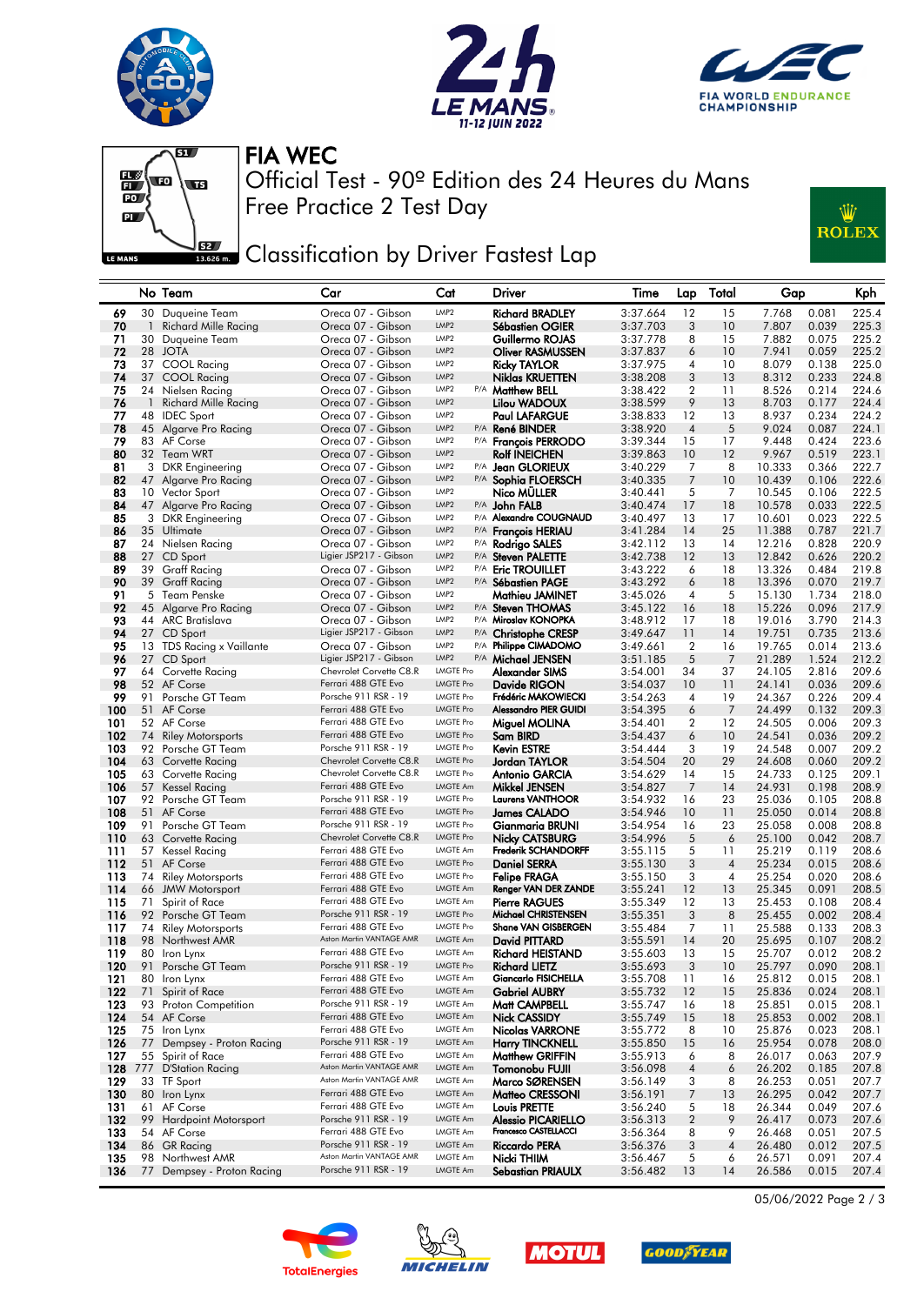# FIA WEC

Official Test - 90º Edition des 24 Heures du Mans

Free Practice 2 Test Day

## Classification by Driver Fastest Lap

| | No | Team | Car | Cat | | Driver | Time | Lap | Total | Gap | | Kph |
|---|---|---|---|---|---|---|---|---|---|---|---|---|
| 69 | 30 | Duqueine Team | Oreca 07 - Gibson | LMP2 | | Richard BRADLEY | 3:37.664 | 12 | 15 | 7.768 | 0.081 | 225.4 |
| 70 | 1 | Richard Mille Racing | Oreca 07 - Gibson | LMP2 | | Sébastien OGIER | 3:37.703 | 3 | 10 | 7.807 | 0.039 | 225.3 |
| 71 | 30 | Duqueine Team | Oreca 07 - Gibson | LMP2 | | Guillermo ROJAS | 3:37.778 | 8 | 15 | 7.882 | 0.075 | 225.2 |
| 72 | 28 | JOTA | Oreca 07 - Gibson | LMP2 | | Oliver RASMUSSEN | 3:37.837 | 6 | 10 | 7.941 | 0.059 | 225.2 |
| 73 | 37 | COOL Racing | Oreca 07 - Gibson | LMP2 | | Ricky TAYLOR | 3:37.975 | 4 | 10 | 8.079 | 0.138 | 225.0 |
| 74 | 37 | COOL Racing | Oreca 07 - Gibson | LMP2 | | Niklas KRUETTEN | 3:38.208 | 3 | 13 | 8.312 | 0.233 | 224.8 |
| 75 | 24 | Nielsen Racing | Oreca 07 - Gibson | LMP2 | P/A | Matthew BELL | 3:38.422 | 2 | 11 | 8.526 | 0.214 | 224.6 |
| 76 | 1 | Richard Mille Racing | Oreca 07 - Gibson | LMP2 | | Lilou WADOUX | 3:38.599 | 9 | 13 | 8.703 | 0.177 | 224.4 |
| 77 | 48 | IDEC Sport | Oreca 07 - Gibson | LMP2 | | Paul LAFARGUE | 3:38.833 | 12 | 13 | 8.937 | 0.234 | 224.2 |
| 78 | 45 | Algarve Pro Racing | Oreca 07 - Gibson | LMP2 | P/A | René BINDER | 3:38.920 | 4 | 5 | 9.024 | 0.087 | 224.1 |
| 79 | 83 | AF Corse | Oreca 07 - Gibson | LMP2 | P/A | François PERRODO | 3:39.344 | 15 | 17 | 9.448 | 0.424 | 223.6 |
| 80 | 32 | Team WRT | Oreca 07 - Gibson | LMP2 | | Rolf INEICHEN | 3:39.863 | 10 | 12 | 9.967 | 0.519 | 223.1 |
| 81 | 3 | DKR Engineering | Oreca 07 - Gibson | LMP2 | P/A | Jean GLORIEUX | 3:40.229 | 7 | 8 | 10.333 | 0.366 | 222.7 |
| 82 | 47 | Algarve Pro Racing | Oreca 07 - Gibson | LMP2 | P/A | Sophia FLOERSCH | 3:40.335 | 7 | 10 | 10.439 | 0.106 | 222.6 |
| 83 | 10 | Vector Sport | Oreca 07 - Gibson | LMP2 | | Nico MÜLLER | 3:40.441 | 5 | 7 | 10.545 | 0.106 | 222.5 |
| 84 | 47 | Algarve Pro Racing | Oreca 07 - Gibson | LMP2 | P/A | John FALB | 3:40.474 | 17 | 18 | 10.578 | 0.033 | 222.5 |
| 85 | 3 | DKR Engineering | Oreca 07 - Gibson | LMP2 | P/A | Alexandre COUGNAUD | 3:40.497 | 13 | 17 | 10.601 | 0.023 | 222.5 |
| 86 | 35 | Ultimate | Oreca 07 - Gibson | LMP2 | P/A | François HERIAU | 3:41.284 | 14 | 25 | 11.388 | 0.787 | 221.7 |
| 87 | 24 | Nielsen Racing | Oreca 07 - Gibson | LMP2 | P/A | Rodrigo SALES | 3:42.112 | 13 | 14 | 12.216 | 0.828 | 220.9 |
| 88 | 27 | CD Sport | Ligier JSP217 - Gibson | LMP2 | P/A | Steven PALETTE | 3:42.738 | 12 | 13 | 12.842 | 0.626 | 220.2 |
| 89 | 39 | Graff Racing | Oreca 07 - Gibson | LMP2 | P/A | Eric TROUILLET | 3:43.222 | 6 | 18 | 13.326 | 0.484 | 219.8 |
| 90 | 39 | Graff Racing | Oreca 07 - Gibson | LMP2 | P/A | Sébastien PAGE | 3:43.292 | 6 | 18 | 13.396 | 0.070 | 219.7 |
| 91 | 5 | Team Penske | Oreca 07 - Gibson | LMP2 | | Mathieu JAMINET | 3:45.026 | 4 | 5 | 15.130 | 1.734 | 218.0 |
| 92 | 45 | Algarve Pro Racing | Oreca 07 - Gibson | LMP2 | P/A | Steven THOMAS | 3:45.122 | 16 | 18 | 15.226 | 0.096 | 217.9 |
| 93 | 44 | ARC Bratislava | Oreca 07 - Gibson | LMP2 | P/A | Miroslav KONOPKA | 3:48.912 | 17 | 18 | 19.016 | 3.790 | 214.3 |
| 94 | 27 | CD Sport | Ligier JSP217 - Gibson | LMP2 | P/A | Christophe CRESP | 3:49.647 | 11 | 14 | 19.751 | 0.735 | 213.6 |
| 95 | 13 | TDS Racing x Vaillante | Oreca 07 - Gibson | LMP2 | P/A | Philippe CIMADOMO | 3:49.661 | 2 | 16 | 19.765 | 0.014 | 213.6 |
| 96 | 27 | CD Sport | Ligier JSP217 - Gibson | LMP2 | P/A | Michael JENSEN | 3:51.185 | 5 | 7 | 21.289 | 1.524 | 212.2 |
| 97 | 64 | Corvette Racing | Chevrolet Corvette C8.R | LMGTE Pro | | Alexander SIMS | 3:54.001 | 34 | 37 | 24.105 | 2.816 | 209.6 |
| 98 | 52 | AF Corse | Ferrari 488 GTE Evo | LMGTE Pro | | Davide RIGON | 3:54.037 | 10 | 11 | 24.141 | 0.036 | 209.6 |
| 99 | 91 | Porsche GT Team | Porsche 911 RSR - 19 | LMGTE Pro | | Frédéric MAKOWIECKI | 3:54.263 | 4 | 19 | 24.367 | 0.226 | 209.4 |
| 100 | 51 | AF Corse | Ferrari 488 GTE Evo | LMGTE Pro | | Alessandro PIER GUIDI | 3:54.395 | 6 | 7 | 24.499 | 0.132 | 209.3 |
| 101 | 52 | AF Corse | Ferrari 488 GTE Evo | LMGTE Pro | | Miguel MOLINA | 3:54.401 | 2 | 12 | 24.505 | 0.006 | 209.3 |
| 102 | 74 | Riley Motorsports | Ferrari 488 GTE Evo | LMGTE Pro | | Sam BIRD | 3:54.437 | 6 | 10 | 24.541 | 0.036 | 209.2 |
| 103 | 92 | Porsche GT Team | Porsche 911 RSR - 19 | LMGTE Pro | | Kevin ESTRE | 3:54.444 | 3 | 19 | 24.548 | 0.007 | 209.2 |
| 104 | 63 | Corvette Racing | Chevrolet Corvette C8.R | LMGTE Pro | | Jordan TAYLOR | 3:54.504 | 20 | 29 | 24.608 | 0.060 | 209.2 |
| 105 | 63 | Corvette Racing | Chevrolet Corvette C8.R | LMGTE Pro | | Antonio GARCIA | 3:54.629 | 14 | 15 | 24.733 | 0.125 | 209.1 |
| 106 | 57 | Kessel Racing | Ferrari 488 GTE Evo | LMGTE Am | | Mikkel JENSEN | 3:54.827 | 7 | 14 | 24.931 | 0.198 | 208.9 |
| 107 | 92 | Porsche GT Team | Porsche 911 RSR - 19 | LMGTE Pro | | Laurens VANTHOOR | 3:54.932 | 16 | 23 | 25.036 | 0.105 | 208.8 |
| 108 | 51 | AF Corse | Ferrari 488 GTE Evo | LMGTE Pro | | James CALADO | 3:54.946 | 10 | 11 | 25.050 | 0.014 | 208.8 |
| 109 | 91 | Porsche GT Team | Porsche 911 RSR - 19 | LMGTE Pro | | Gianmaria BRUNI | 3:54.954 | 16 | 23 | 25.058 | 0.008 | 208.8 |
| 110 | 63 | Corvette Racing | Chevrolet Corvette C8.R | LMGTE Pro | | Nicky CATSBURG | 3:54.996 | 5 | 6 | 25.100 | 0.042 | 208.7 |
| 111 | 57 | Kessel Racing | Ferrari 488 GTE Evo | LMGTE Am | | Frederik SCHANDORFF | 3:55.115 | 5 | 11 | 25.219 | 0.119 | 208.6 |
| 112 | 51 | AF Corse | Ferrari 488 GTE Evo | LMGTE Pro | | Daniel SERRA | 3:55.130 | 3 | 4 | 25.234 | 0.015 | 208.6 |
| 113 | 74 | Riley Motorsports | Ferrari 488 GTE Evo | LMGTE Pro | | Felipe FRAGA | 3:55.150 | 3 | 4 | 25.254 | 0.020 | 208.6 |
| 114 | 66 | JMW Motorsport | Ferrari 488 GTE Evo | LMGTE Am | | Renger VAN DER ZANDE | 3:55.241 | 12 | 13 | 25.345 | 0.091 | 208.5 |
| 115 | 71 | Spirit of Race | Ferrari 488 GTE Evo | LMGTE Am | | Pierre RAGUES | 3:55.349 | 12 | 13 | 25.453 | 0.108 | 208.4 |
| 116 | 92 | Porsche GT Team | Porsche 911 RSR - 19 | LMGTE Pro | | Michael CHRISTENSEN | 3:55.351 | 3 | 8 | 25.455 | 0.002 | 208.4 |
| 117 | 74 | Riley Motorsports | Ferrari 488 GTE Evo | LMGTE Pro | | Shane VAN GISBERGEN | 3:55.484 | 7 | 11 | 25.588 | 0.133 | 208.3 |
| 118 | 98 | Northwest AMR | Aston Martin VANTAGE AMR | LMGTE Am | | David PITTARD | 3:55.591 | 14 | 20 | 25.695 | 0.107 | 208.2 |
| 119 | 80 | Iron Lynx | Ferrari 488 GTE Evo | LMGTE Am | | Richard HEISTAND | 3:55.603 | 13 | 15 | 25.707 | 0.012 | 208.2 |
| 120 | 91 | Porsche GT Team | Porsche 911 RSR - 19 | LMGTE Pro | | Richard LIETZ | 3:55.693 | 3 | 10 | 25.797 | 0.090 | 208.1 |
| 121 | 80 | Iron Lynx | Ferrari 488 GTE Evo | LMGTE Am | | Giancarlo FISICHELLA | 3:55.708 | 11 | 16 | 25.812 | 0.015 | 208.1 |
| 122 | 71 | Spirit of Race | Ferrari 488 GTE Evo | LMGTE Am | | Gabriel AUBRY | 3:55.732 | 12 | 15 | 25.836 | 0.024 | 208.1 |
| 123 | 93 | Proton Competition | Porsche 911 RSR - 19 | LMGTE Am | | Matt CAMPBELL | 3:55.747 | 16 | 18 | 25.851 | 0.015 | 208.1 |
| 124 | 54 | AF Corse | Ferrari 488 GTE Evo | LMGTE Am | | Nick CASSIDY | 3:55.749 | 15 | 18 | 25.853 | 0.002 | 208.1 |
| 125 | 75 | Iron Lynx | Ferrari 488 GTE Evo | LMGTE Am | | Nicolas VARRONE | 3:55.772 | 8 | 10 | 25.876 | 0.023 | 208.1 |
| 126 | 77 | Dempsey - Proton Racing | Porsche 911 RSR - 19 | LMGTE Am | | Harry TINCKNELL | 3:55.850 | 15 | 16 | 25.954 | 0.078 | 208.0 |
| 127 | 55 | Spirit of Race | Ferrari 488 GTE Evo | LMGTE Am | | Matthew GRIFFIN | 3:55.913 | 6 | 8 | 26.017 | 0.063 | 207.9 |
| 128 | 777 | D'Station Racing | Aston Martin VANTAGE AMR | LMGTE Am | | Tomonobu FUJII | 3:56.098 | 4 | 6 | 26.202 | 0.185 | 207.8 |
| 129 | 33 | TF Sport | Aston Martin VANTAGE AMR | LMGTE Am | | Marco SØRENSEN | 3:56.149 | 3 | 8 | 26.253 | 0.051 | 207.7 |
| 130 | 80 | Iron Lynx | Ferrari 488 GTE Evo | LMGTE Am | | Matteo CRESSONI | 3:56.191 | 7 | 13 | 26.295 | 0.042 | 207.7 |
| 131 | 61 | AF Corse | Ferrari 488 GTE Evo | LMGTE Am | | Louis PRETTE | 3:56.240 | 5 | 18 | 26.344 | 0.049 | 207.6 |
| 132 | 99 | Hardpoint Motorsport | Porsche 911 RSR - 19 | LMGTE Am | | Alessio PICARIELLO | 3:56.313 | 2 | 9 | 26.417 | 0.073 | 207.6 |
| 133 | 54 | AF Corse | Ferrari 488 GTE Evo | LMGTE Am | | Francesco CASTELLACCI | 3:56.364 | 8 | 9 | 26.468 | 0.051 | 207.5 |
| 134 | 86 | GR Racing | Porsche 911 RSR - 19 | LMGTE Am | | Riccardo PERA | 3:56.376 | 3 | 4 | 26.480 | 0.012 | 207.5 |
| 135 | 98 | Northwest AMR | Aston Martin VANTAGE AMR | LMGTE Am | | Nicki THIIM | 3:56.467 | 5 | 6 | 26.571 | 0.091 | 207.4 |
| 136 | 77 | Dempsey - Proton Racing | Porsche 911 RSR - 19 | LMGTE Am | | Sebastian PRIAULX | 3:56.482 | 13 | 14 | 26.586 | 0.015 | 207.4 |

05/06/2022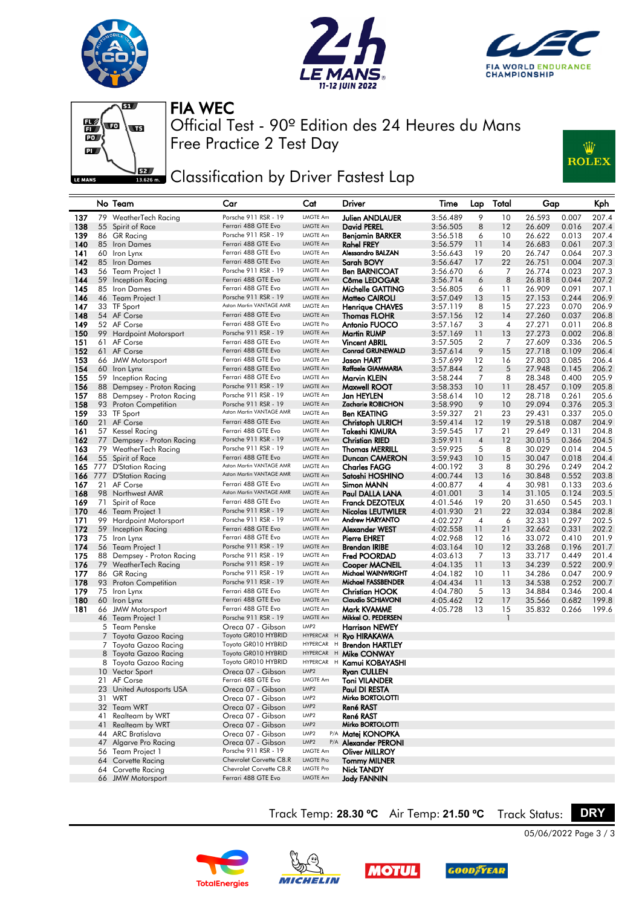# FIA WEC

## Official Test - 90º Edition des 24 Heures du Mans

## Free Practice 2 Test Day

## Classification by Driver Fastest Lap

| | No | Team | Car | Cat | Driver | Time | Lap | Total | Gap | | Kph |
|---|---|---|---|---|---|---|---|---|---|---|---|
| 137 | 79 | WeatherTech Racing | Porsche 911 RSR - 19 | LMGTE Am | Julien ANDLAUER | 3:56.489 | 9 | 10 | 26.593 | 0.007 | 207.4 |
| 138 | 55 | Spirit of Race | Ferrari 488 GTE Evo | LMGTE Am | David PEREL | 3:56.505 | 8 | 12 | 26.609 | 0.016 | 207.4 |
| 139 | 86 | GR Racing | Porsche 911 RSR - 19 | LMGTE Am | Benjamin BARKER | 3:56.518 | 6 | 10 | 26.622 | 0.013 | 207.4 |
| 140 | 85 | Iron Dames | Ferrari 488 GTE Evo | LMGTE Am | Rahel FREY | 3:56.579 | 11 | 14 | 26.683 | 0.061 | 207.3 |
| 141 | 60 | Iron Lynx | Ferrari 488 GTE Evo | LMGTE Am | Alessandro BALZAN | 3:56.643 | 19 | 20 | 26.747 | 0.064 | 207.3 |
| 142 | 85 | Iron Dames | Ferrari 488 GTE Evo | LMGTE Am | Sarah BOVY | 3:56.647 | 17 | 22 | 26.751 | 0.004 | 207.3 |
| 143 | 56 | Team Project 1 | Porsche 911 RSR - 19 | LMGTE Am | Ben BARNICOAT | 3:56.670 | 6 | 7 | 26.774 | 0.023 | 207.3 |
| 144 | 59 | Inception Racing | Ferrari 488 GTE Evo | LMGTE Am | Côme LEDOGAR | 3:56.714 | 6 | 8 | 26.818 | 0.044 | 207.2 |
| 145 | 85 | Iron Dames | Ferrari 488 GTE Evo | LMGTE Am | Michelle GATTING | 3:56.805 | 6 | 11 | 26.909 | 0.091 | 207.1 |
| 146 | 46 | Team Project 1 | Porsche 911 RSR - 19 | LMGTE Am | Matteo CAIROLI | 3:57.049 | 13 | 15 | 27.153 | 0.244 | 206.9 |
| 147 | 33 | TF Sport | Aston Martin VANTAGE AMR | LMGTE Am | Henrique CHAVES | 3:57.119 | 8 | 15 | 27.223 | 0.070 | 206.9 |
| 148 | 54 | AF Corse | Ferrari 488 GTE Evo | LMGTE Am | Thomas FLOHR | 3:57.156 | 12 | 14 | 27.260 | 0.037 | 206.8 |
| 149 | 52 | AF Corse | Ferrari 488 GTE Evo | LMGTE Pro | Antonio FUOCO | 3:57.167 | 3 | 4 | 27.271 | 0.011 | 206.8 |
| 150 | 99 | Hardpoint Motorsport | Porsche 911 RSR - 19 | LMGTE Am | Martin RUMP | 3:57.169 | 11 | 13 | 27.273 | 0.002 | 206.8 |
| 151 | 61 | AF Corse | Ferrari 488 GTE Evo | LMGTE Am | Vincent ABRIL | 3:57.505 | 2 | 7 | 27.609 | 0.336 | 206.5 |
| 152 | 61 | AF Corse | Ferrari 488 GTE Evo | LMGTE Am | Conrad GRUNEWALD | 3:57.614 | 9 | 15 | 27.718 | 0.109 | 206.4 |
| 153 | 66 | JMW Motorsport | Ferrari 488 GTE Evo | LMGTE Am | Jason HART | 3:57.699 | 12 | 16 | 27.803 | 0.085 | 206.4 |
| 154 | 60 | Iron Lynx | Ferrari 488 GTE Evo | LMGTE Am | Raffaele GIAMMARIA | 3:57.844 | 2 | 5 | 27.948 | 0.145 | 206.2 |
| 155 | 59 | Inception Racing | Ferrari 488 GTE Evo | LMGTE Am | Marvin KLEIN | 3:58.244 | 7 | 8 | 28.348 | 0.400 | 205.9 |
| 156 | 88 | Dempsey - Proton Racing | Porsche 911 RSR - 19 | LMGTE Am | Maxwell ROOT | 3:58.353 | 10 | 11 | 28.457 | 0.109 | 205.8 |
| 157 | 88 | Dempsey - Proton Racing | Porsche 911 RSR - 19 | LMGTE Am | Jan HEYLEN | 3:58.614 | 10 | 12 | 28.718 | 0.261 | 205.6 |
| 158 | 93 | Proton Competition | Porsche 911 RSR - 19 | LMGTE Am | Zacharie ROBICHON | 3:58.990 | 9 | 10 | 29.094 | 0.376 | 205.3 |
| 159 | 33 | TF Sport | Aston Martin VANTAGE AMR | LMGTE Am | Ben KEATING | 3:59.327 | 21 | 23 | 29.431 | 0.337 | 205.0 |
| 160 | 21 | AF Corse | Ferrari 488 GTE Evo | LMGTE Am | Christoph ULRICH | 3:59.414 | 12 | 19 | 29.518 | 0.087 | 204.9 |
| 161 | 57 | Kessel Racing | Ferrari 488 GTE Evo | LMGTE Am | Takeshi KIMURA | 3:59.545 | 17 | 21 | 29.649 | 0.131 | 204.8 |
| 162 | 77 | Dempsey - Proton Racing | Porsche 911 RSR - 19 | LMGTE Am | Christian RIED | 3:59.911 | 4 | 12 | 30.015 | 0.366 | 204.5 |
| 163 | 79 | WeatherTech Racing | Porsche 911 RSR - 19 | LMGTE Am | Thomas MERRILL | 3:59.925 | 5 | 8 | 30.029 | 0.014 | 204.5 |
| 164 | 55 | Spirit of Race | Ferrari 488 GTE Evo | LMGTE Am | Duncan CAMERON | 3:59.943 | 10 | 15 | 30.047 | 0.018 | 204.4 |
| 165 | 777 | D'Station Racing | Aston Martin VANTAGE AMR | LMGTE Am | Charles FAGG | 4:00.192 | 3 | 8 | 30.296 | 0.249 | 204.2 |
| 166 | 777 | D'Station Racing | Aston Martin VANTAGE AMR | LMGTE Am | Satoshi HOSHINO | 4:00.744 | 13 | 16 | 30.848 | 0.552 | 203.8 |
| 167 | 21 | AF Corse | Ferrari 488 GTE Evo | LMGTE Am | Simon MANN | 4:00.877 | 4 | 4 | 30.981 | 0.133 | 203.6 |
| 168 | 98 | Northwest AMR | Aston Martin VANTAGE AMR | LMGTE Am | Paul DALLA LANA | 4:01.001 | 3 | 14 | 31.105 | 0.124 | 203.5 |
| 169 | 71 | Spirit of Race | Ferrari 488 GTE Evo | LMGTE Am | Franck DEZOTEUX | 4:01.546 | 19 | 20 | 31.650 | 0.545 | 203.1 |
| 170 | 46 | Team Project 1 | Porsche 911 RSR - 19 | LMGTE Am | Nicolas LEUTWILER | 4:01.930 | 21 | 22 | 32.034 | 0.384 | 202.8 |
| 171 | 99 | Hardpoint Motorsport | Porsche 911 RSR - 19 | LMGTE Am | Andrew HARYANTO | 4:02.227 | 4 | 6 | 32.331 | 0.297 | 202.5 |
| 172 | 59 | Inception Racing | Ferrari 488 GTE Evo | LMGTE Am | Alexander WEST | 4:02.558 | 11 | 21 | 32.662 | 0.331 | 202.2 |
| 173 | 75 | Iron Lynx | Ferrari 488 GTE Evo | LMGTE Am | Pierre EHRET | 4:02.968 | 12 | 16 | 33.072 | 0.410 | 201.9 |
| 174 | 56 | Team Project 1 | Porsche 911 RSR - 19 | LMGTE Am | Brendan IRIBE | 4:03.164 | 10 | 12 | 33.268 | 0.196 | 201.7 |
| 175 | 88 | Dempsey - Proton Racing | Porsche 911 RSR - 19 | LMGTE Am | Fred POORDAD | 4:03.613 | 7 | 13 | 33.717 | 0.449 | 201.4 |
| 176 | 79 | WeatherTech Racing | Porsche 911 RSR - 19 | LMGTE Am | Cooper MACNEIL | 4:04.135 | 11 | 13 | 34.239 | 0.522 | 200.9 |
| 177 | 86 | GR Racing | Porsche 911 RSR - 19 | LMGTE Am | Michael WAINWRIGHT | 4:04.182 | 10 | 11 | 34.286 | 0.047 | 200.9 |
| 178 | 93 | Proton Competition | Porsche 911 RSR - 19 | LMGTE Am | Michael FASSBENDER | 4:04.434 | 11 | 13 | 34.538 | 0.252 | 200.7 |
| 179 | 75 | Iron Lynx | Ferrari 488 GTE Evo | LMGTE Am | Christian HOOK | 4:04.780 | 5 | 13 | 34.884 | 0.346 | 200.4 |
| 180 | 60 | Iron Lynx | Ferrari 488 GTE Evo | LMGTE Am | Claudio SCHIAVONI | 4:05.462 | 12 | 17 | 35.566 | 0.682 | 199.8 |
| 181 | 66 | JMW Motorsport | Ferrari 488 GTE Evo | LMGTE Am | Mark KVAMME | 4:05.728 | 13 | 15 | 35.832 | 0.266 | 199.6 |
| | 46 | Team Project 1 | Porsche 911 RSR - 19 | LMGTE Am | Mikkel O. PEDERSEN | | | 1 | | | |
| | 5 | Team Penske | Oreca 07 - Gibson | LMP2 | Harrison NEWEY | | | | | | |
| | 7 | Toyota Gazoo Racing | Toyota GR010 HYBRID | HYPERCAR H | Ryo HIRAKAWA | | | | | | |
| | 7 | Toyota Gazoo Racing | Toyota GR010 HYBRID | HYPERCAR H | Brendon HARTLEY | | | | | | |
| | 8 | Toyota Gazoo Racing | Toyota GR010 HYBRID | HYPERCAR H | Mike CONWAY | | | | | | |
| | 8 | Toyota Gazoo Racing | Toyota GR010 HYBRID | HYPERCAR H | Kamui KOBAYASHI | | | | | | |
| | 10 | Vector Sport | Oreca 07 - Gibson | LMP2 | Ryan CULLEN | | | | | | |
| | 21 | AF Corse | Ferrari 488 GTE Evo | LMGTE Am | Toni VILANDER | | | | | | |
| | 23 | United Autosports USA | Oreca 07 - Gibson | LMP2 | Paul DI RESTA | | | | | | |
| | 31 | WRT | Oreca 07 - Gibson | LMP2 | Mirko BORTOLOTTI | | | | | | |
| | 32 | Team WRT | Oreca 07 - Gibson | LMP2 | René RAST | | | | | | |
| | 41 | Realteam by WRT | Oreca 07 - Gibson | LMP2 | René RAST | | | | | | |
| | 41 | Realteam by WRT | Oreca 07 - Gibson | LMP2 | Mirko BORTOLOTTI | | | | | | |
| | 44 | ARC Bratislava | Oreca 07 - Gibson | LMP2 P/A | Matej KONOPKA | | | | | | |
| | 47 | Algarve Pro Racing | Oreca 07 - Gibson | LMP2 P/A | Alexander PERONI | | | | | | |
| | 56 | Team Project 1 | Porsche 911 RSR - 19 | LMGTE Am | Oliver MILLROY | | | | | | |
| | 64 | Corvette Racing | Chevrolet Corvette C8.R | LMGTE Pro | Tommy MILNER | | | | | | |
| | 64 | Corvette Racing | Chevrolet Corvette C8.R | LMGTE Pro | Nick TANDY | | | | | | |
| | 66 | JMW Motorsport | Ferrari 488 GTE Evo | LMGTE Am | Jody FANNIN | | | | | | |

Track Temp: **28.30 ºC** Air Temp: **21.50 ºC** Track Status: **DRY**

05/06/2022